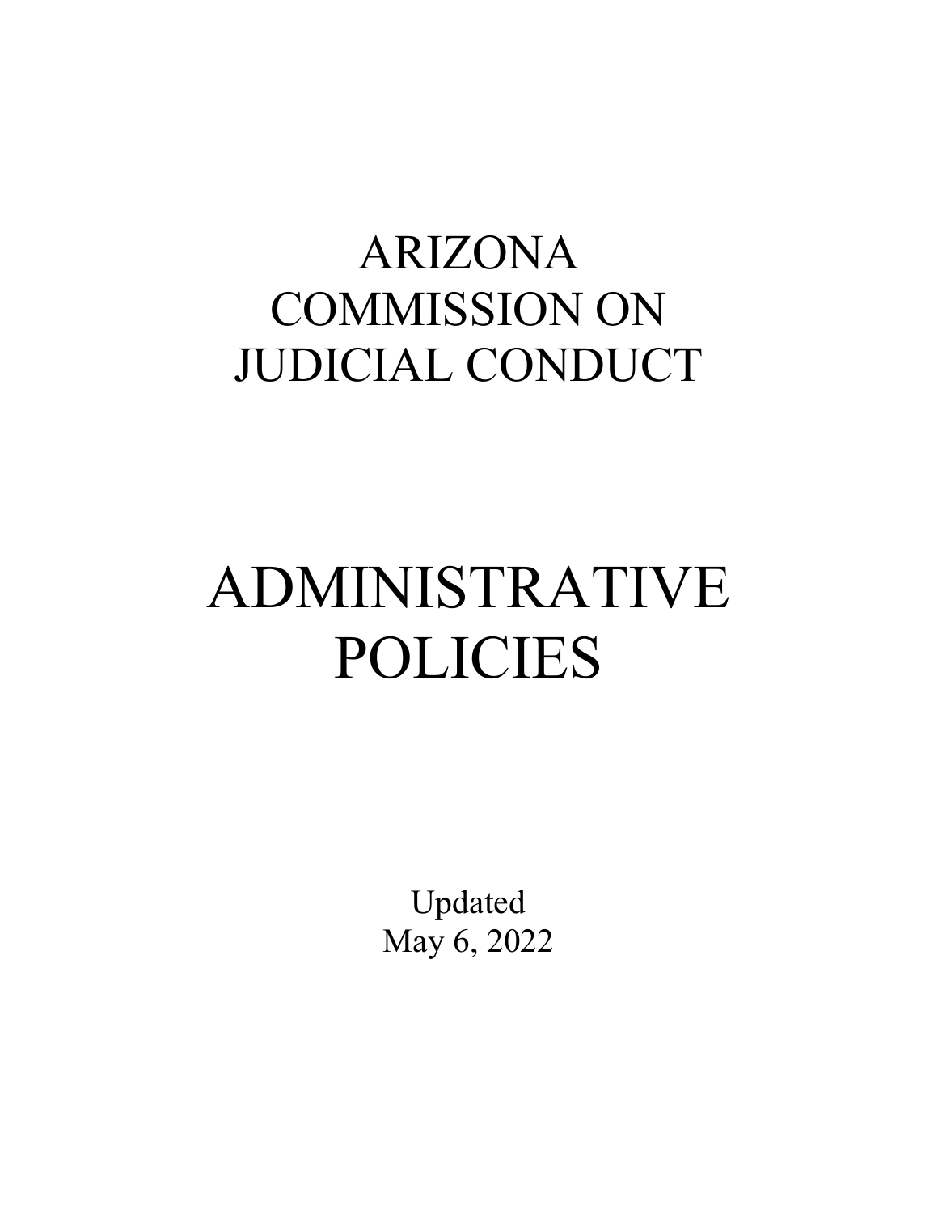# ARIZONA COMMISSION ON JUDICIAL CONDUCT

# ADMINISTRATIVE POLICIES

Updated
May 6, 2022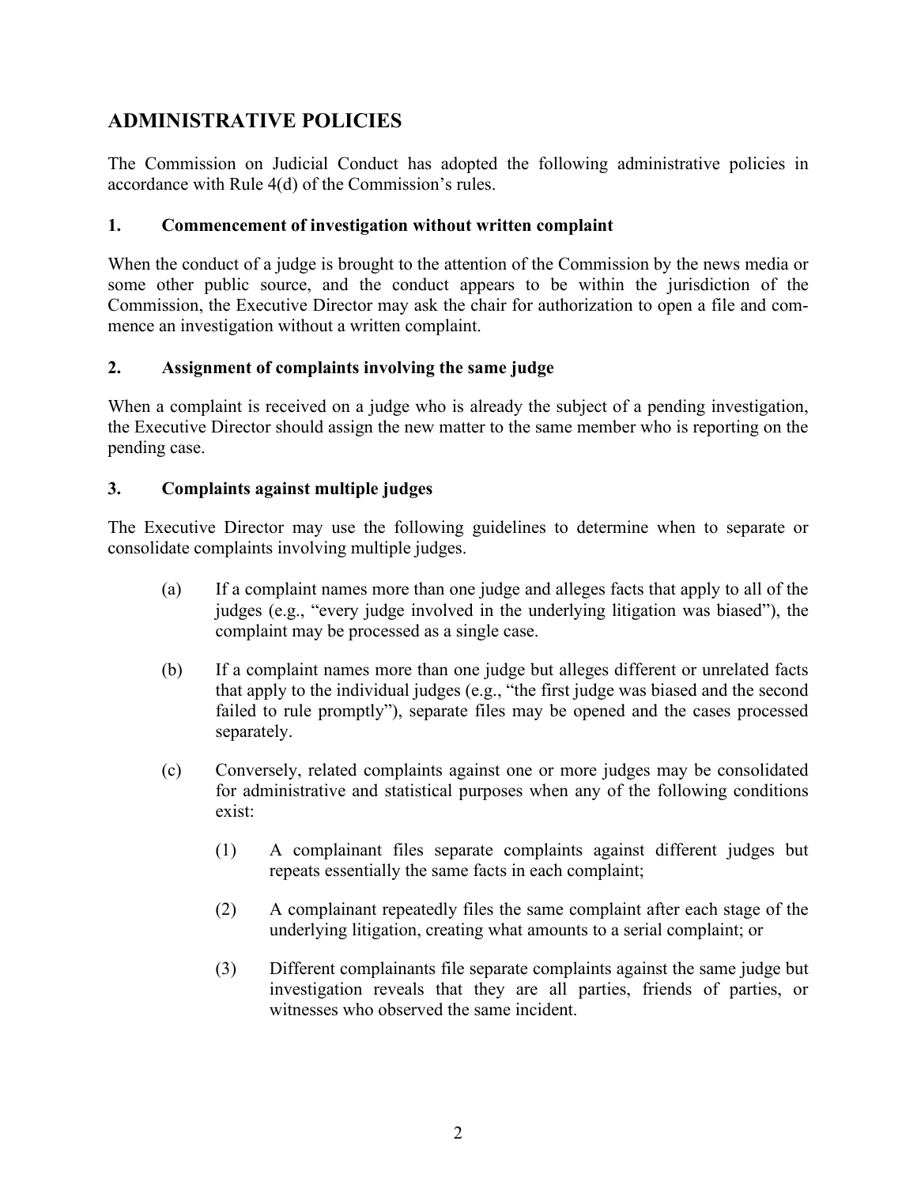## ADMINISTRATIVE POLICIES

The Commission on Judicial Conduct has adopted the following administrative policies in accordance with Rule 4(d) of the Commission's rules.

### 1. Commencement of investigation without written complaint

When the conduct of a judge is brought to the attention of the Commission by the news media or some other public source, and the conduct appears to be within the jurisdiction of the Commission, the Executive Director may ask the chair for authorization to open a file and commence an investigation without a written complaint.

### 2. Assignment of complaints involving the same judge

When a complaint is received on a judge who is already the subject of a pending investigation, the Executive Director should assign the new matter to the same member who is reporting on the pending case.

### 3. Complaints against multiple judges

The Executive Director may use the following guidelines to determine when to separate or consolidate complaints involving multiple judges.

(a) If a complaint names more than one judge and alleges facts that apply to all of the judges (e.g., "every judge involved in the underlying litigation was biased"), the complaint may be processed as a single case.

(b) If a complaint names more than one judge but alleges different or unrelated facts that apply to the individual judges (e.g., "the first judge was biased and the second failed to rule promptly"), separate files may be opened and the cases processed separately.

(c) Conversely, related complaints against one or more judges may be consolidated for administrative and statistical purposes when any of the following conditions exist:

(1) A complainant files separate complaints against different judges but repeats essentially the same facts in each complaint;

(2) A complainant repeatedly files the same complaint after each stage of the underlying litigation, creating what amounts to a serial complaint; or

(3) Different complainants file separate complaints against the same judge but investigation reveals that they are all parties, friends of parties, or witnesses who observed the same incident.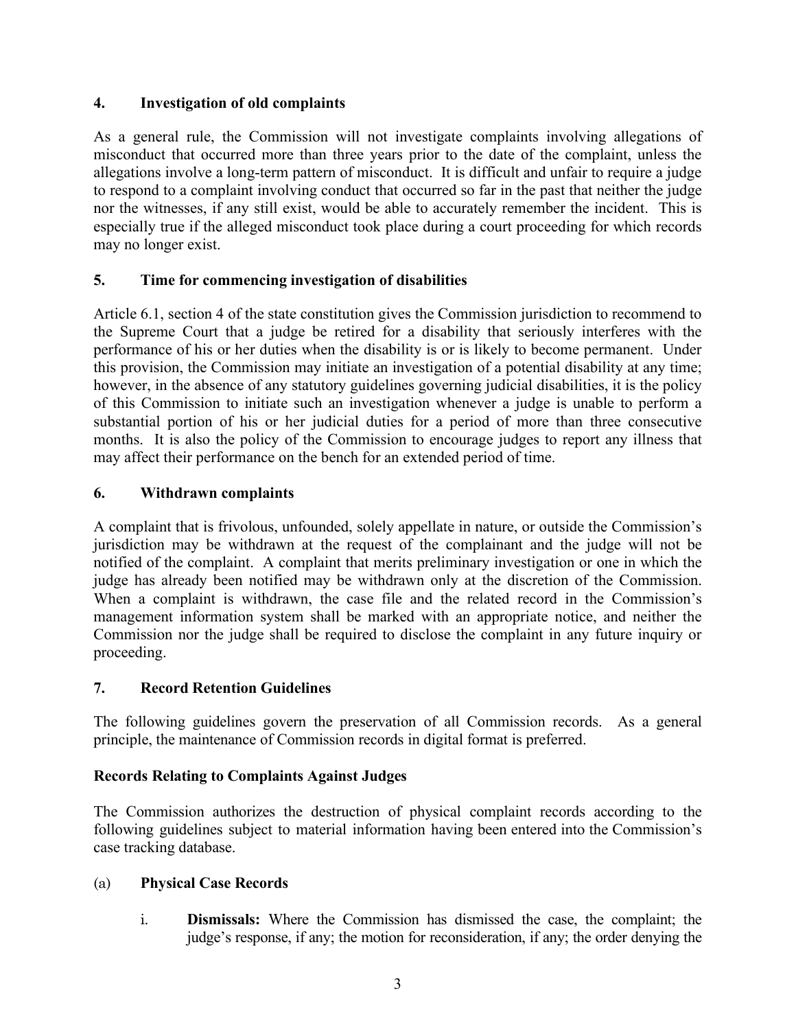## 4. Investigation of old complaints

As a general rule, the Commission will not investigate complaints involving allegations of misconduct that occurred more than three years prior to the date of the complaint, unless the allegations involve a long-term pattern of misconduct. It is difficult and unfair to require a judge to respond to a complaint involving conduct that occurred so far in the past that neither the judge nor the witnesses, if any still exist, would be able to accurately remember the incident. This is especially true if the alleged misconduct took place during a court proceeding for which records may no longer exist.

## 5. Time for commencing investigation of disabilities

Article 6.1, section 4 of the state constitution gives the Commission jurisdiction to recommend to the Supreme Court that a judge be retired for a disability that seriously interferes with the performance of his or her duties when the disability is or is likely to become permanent. Under this provision, the Commission may initiate an investigation of a potential disability at any time; however, in the absence of any statutory guidelines governing judicial disabilities, it is the policy of this Commission to initiate such an investigation whenever a judge is unable to perform a substantial portion of his or her judicial duties for a period of more than three consecutive months. It is also the policy of the Commission to encourage judges to report any illness that may affect their performance on the bench for an extended period of time.

## 6. Withdrawn complaints

A complaint that is frivolous, unfounded, solely appellate in nature, or outside the Commission's jurisdiction may be withdrawn at the request of the complainant and the judge will not be notified of the complaint. A complaint that merits preliminary investigation or one in which the judge has already been notified may be withdrawn only at the discretion of the Commission. When a complaint is withdrawn, the case file and the related record in the Commission's management information system shall be marked with an appropriate notice, and neither the Commission nor the judge shall be required to disclose the complaint in any future inquiry or proceeding.

## 7. Record Retention Guidelines

The following guidelines govern the preservation of all Commission records. As a general principle, the maintenance of Commission records in digital format is preferred.

### Records Relating to Complaints Against Judges

The Commission authorizes the destruction of physical complaint records according to the following guidelines subject to material information having been entered into the Commission's case tracking database.

(a) **Physical Case Records**

i. **Dismissals:** Where the Commission has dismissed the case, the complaint; the judge's response, if any; the motion for reconsideration, if any; the order denying the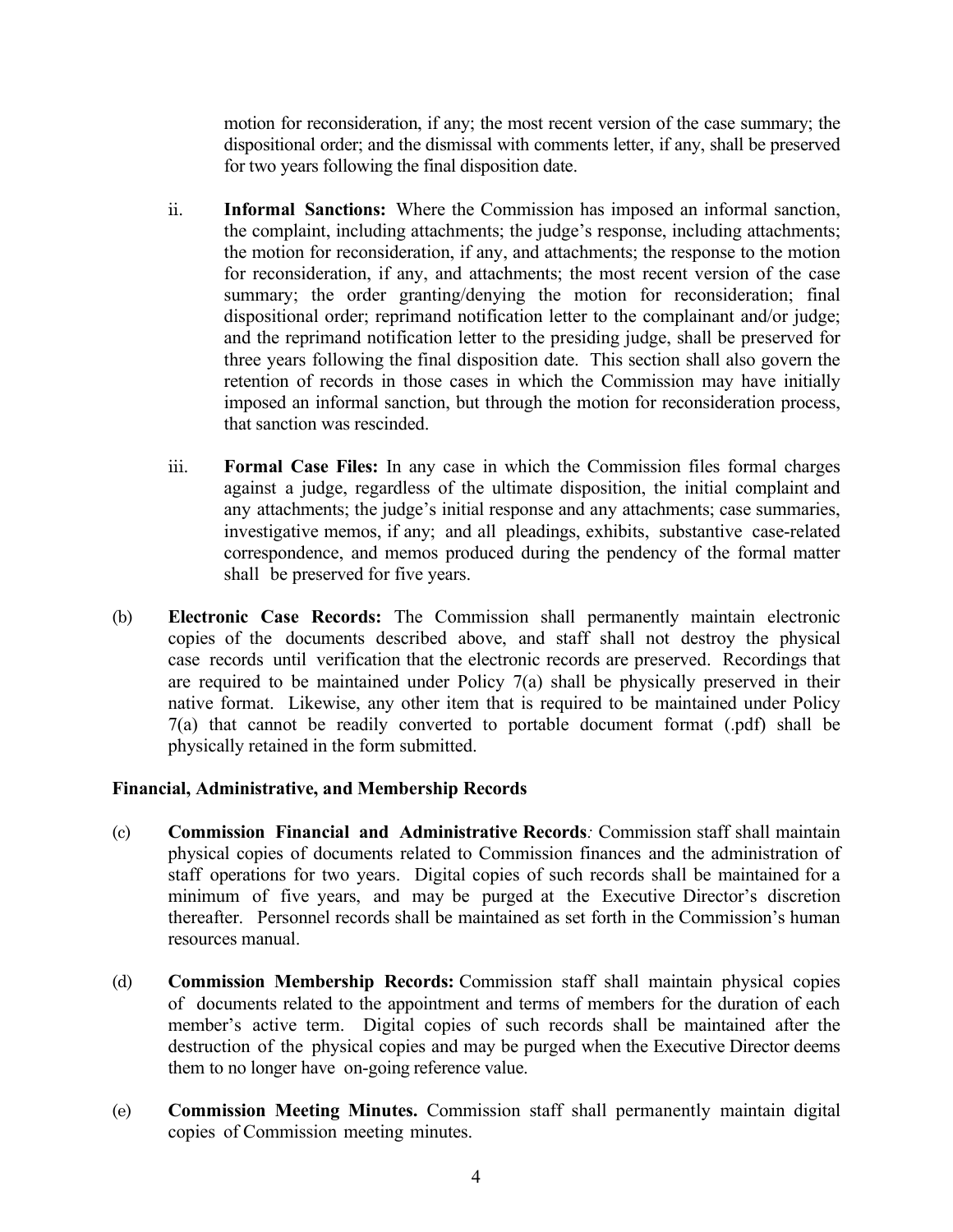motion for reconsideration, if any; the most recent version of the case summary; the dispositional order; and the dismissal with comments letter, if any, shall be preserved for two years following the final disposition date.

ii. **Informal Sanctions:** Where the Commission has imposed an informal sanction, the complaint, including attachments; the judge's response, including attachments; the motion for reconsideration, if any, and attachments; the response to the motion for reconsideration, if any, and attachments; the most recent version of the case summary; the order granting/denying the motion for reconsideration; final dispositional order; reprimand notification letter to the complainant and/or judge; and the reprimand notification letter to the presiding judge, shall be preserved for three years following the final disposition date. This section shall also govern the retention of records in those cases in which the Commission may have initially imposed an informal sanction, but through the motion for reconsideration process, that sanction was rescinded.

iii. **Formal Case Files:** In any case in which the Commission files formal charges against a judge, regardless of the ultimate disposition, the initial complaint and any attachments; the judge's initial response and any attachments; case summaries, investigative memos, if any; and all pleadings, exhibits, substantive case-related correspondence, and memos produced during the pendency of the formal matter shall be preserved for five years.

(b) **Electronic Case Records:** The Commission shall permanently maintain electronic copies of the documents described above, and staff shall not destroy the physical case records until verification that the electronic records are preserved. Recordings that are required to be maintained under Policy 7(a) shall be physically preserved in their native format. Likewise, any other item that is required to be maintained under Policy 7(a) that cannot be readily converted to portable document format (.pdf) shall be physically retained in the form submitted.

**Financial, Administrative, and Membership Records**

(c) **Commission Financial and Administrative Records***:* Commission staff shall maintain physical copies of documents related to Commission finances and the administration of staff operations for two years. Digital copies of such records shall be maintained for a minimum of five years, and may be purged at the Executive Director's discretion thereafter. Personnel records shall be maintained as set forth in the Commission's human resources manual.

(d) **Commission Membership Records:** Commission staff shall maintain physical copies of documents related to the appointment and terms of members for the duration of each member's active term. Digital copies of such records shall be maintained after the destruction of the physical copies and may be purged when the Executive Director deems them to no longer have on-going reference value.

(e) **Commission Meeting Minutes.** Commission staff shall permanently maintain digital copies of Commission meeting minutes.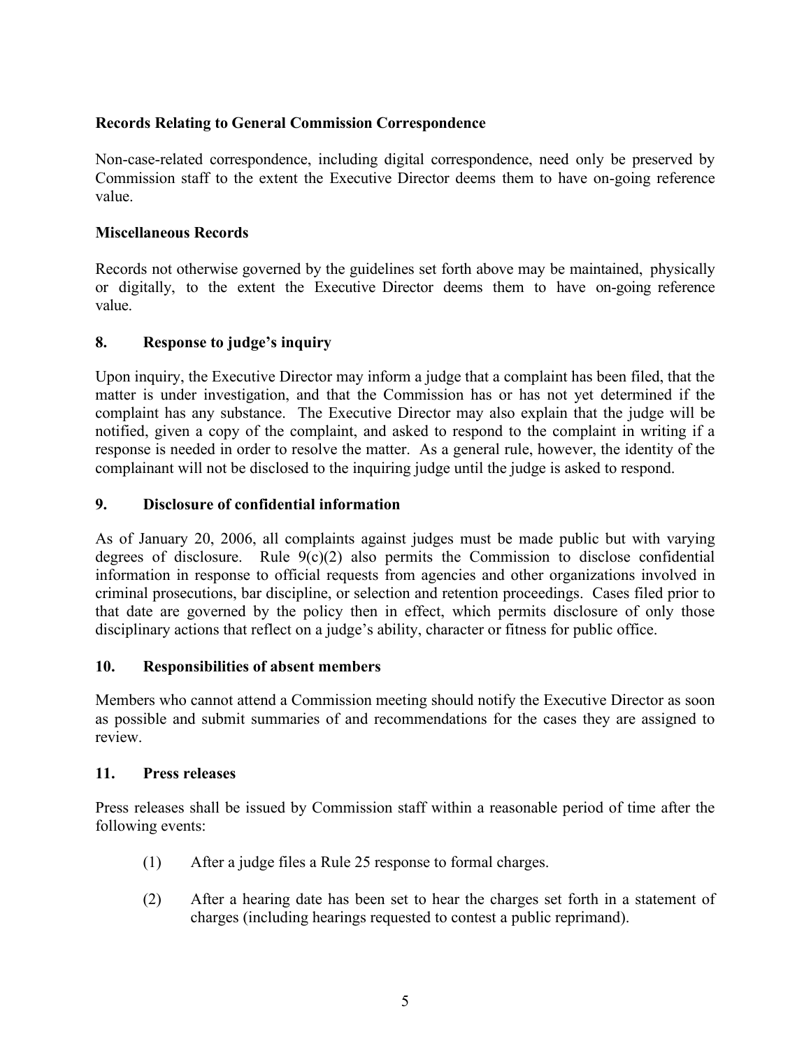**Records Relating to General Commission Correspondence**

Non-case-related correspondence, including digital correspondence, need only be preserved by Commission staff to the extent the Executive Director deems them to have on-going reference value.

**Miscellaneous Records**

Records not otherwise governed by the guidelines set forth above may be maintained, physically or digitally, to the extent the Executive Director deems them to have on-going reference value.

## 8. Response to judge's inquiry

Upon inquiry, the Executive Director may inform a judge that a complaint has been filed, that the matter is under investigation, and that the Commission has or has not yet determined if the complaint has any substance. The Executive Director may also explain that the judge will be notified, given a copy of the complaint, and asked to respond to the complaint in writing if a response is needed in order to resolve the matter. As a general rule, however, the identity of the complainant will not be disclosed to the inquiring judge until the judge is asked to respond.

## 9. Disclosure of confidential information

As of January 20, 2006, all complaints against judges must be made public but with varying degrees of disclosure. Rule 9(c)(2) also permits the Commission to disclose confidential information in response to official requests from agencies and other organizations involved in criminal prosecutions, bar discipline, or selection and retention proceedings. Cases filed prior to that date are governed by the policy then in effect, which permits disclosure of only those disciplinary actions that reflect on a judge's ability, character or fitness for public office.

## 10. Responsibilities of absent members

Members who cannot attend a Commission meeting should notify the Executive Director as soon as possible and submit summaries of and recommendations for the cases they are assigned to review.

## 11. Press releases

Press releases shall be issued by Commission staff within a reasonable period of time after the following events:

(1) After a judge files a Rule 25 response to formal charges.

(2) After a hearing date has been set to hear the charges set forth in a statement of charges (including hearings requested to contest a public reprimand).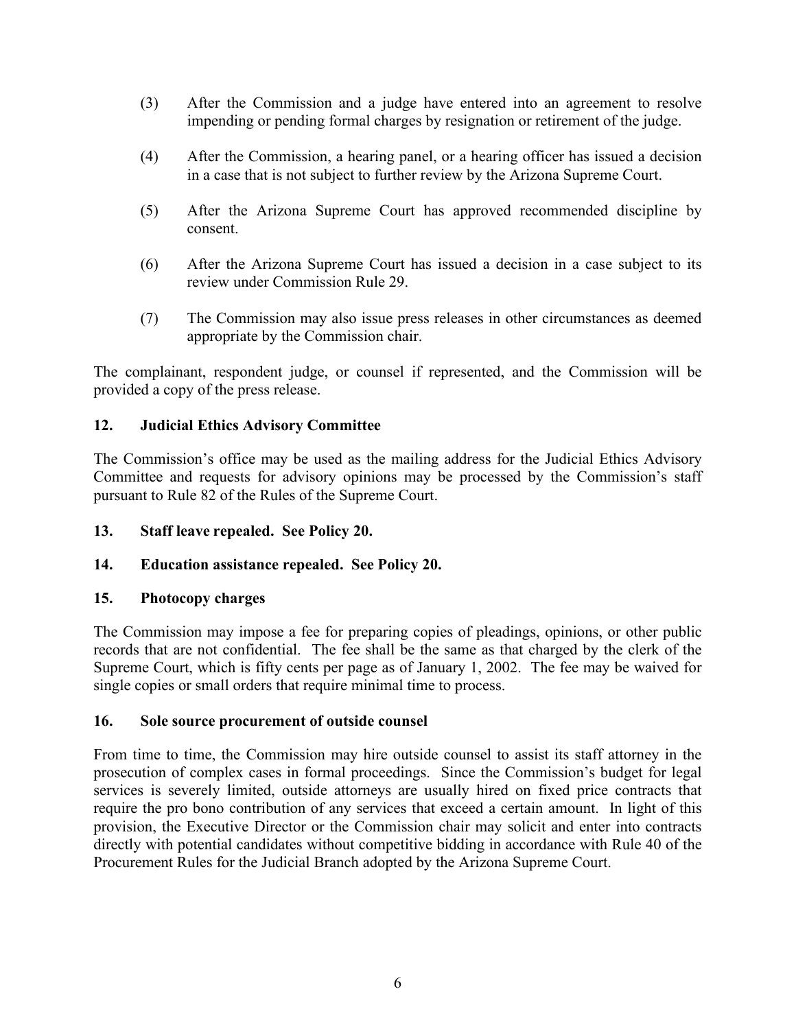(3) After the Commission and a judge have entered into an agreement to resolve impending or pending formal charges by resignation or retirement of the judge.

(4) After the Commission, a hearing panel, or a hearing officer has issued a decision in a case that is not subject to further review by the Arizona Supreme Court.

(5) After the Arizona Supreme Court has approved recommended discipline by consent.

(6) After the Arizona Supreme Court has issued a decision in a case subject to its review under Commission Rule 29.

(7) The Commission may also issue press releases in other circumstances as deemed appropriate by the Commission chair.

The complainant, respondent judge, or counsel if represented, and the Commission will be provided a copy of the press release.

**12. Judicial Ethics Advisory Committee**

The Commission's office may be used as the mailing address for the Judicial Ethics Advisory Committee and requests for advisory opinions may be processed by the Commission's staff pursuant to Rule 82 of the Rules of the Supreme Court.

**13. Staff leave repealed. See Policy 20.**

**14. Education assistance repealed. See Policy 20.**

**15. Photocopy charges**

The Commission may impose a fee for preparing copies of pleadings, opinions, or other public records that are not confidential. The fee shall be the same as that charged by the clerk of the Supreme Court, which is fifty cents per page as of January 1, 2002. The fee may be waived for single copies or small orders that require minimal time to process.

**16. Sole source procurement of outside counsel**

From time to time, the Commission may hire outside counsel to assist its staff attorney in the prosecution of complex cases in formal proceedings. Since the Commission's budget for legal services is severely limited, outside attorneys are usually hired on fixed price contracts that require the pro bono contribution of any services that exceed a certain amount. In light of this provision, the Executive Director or the Commission chair may solicit and enter into contracts directly with potential candidates without competitive bidding in accordance with Rule 40 of the Procurement Rules for the Judicial Branch adopted by the Arizona Supreme Court.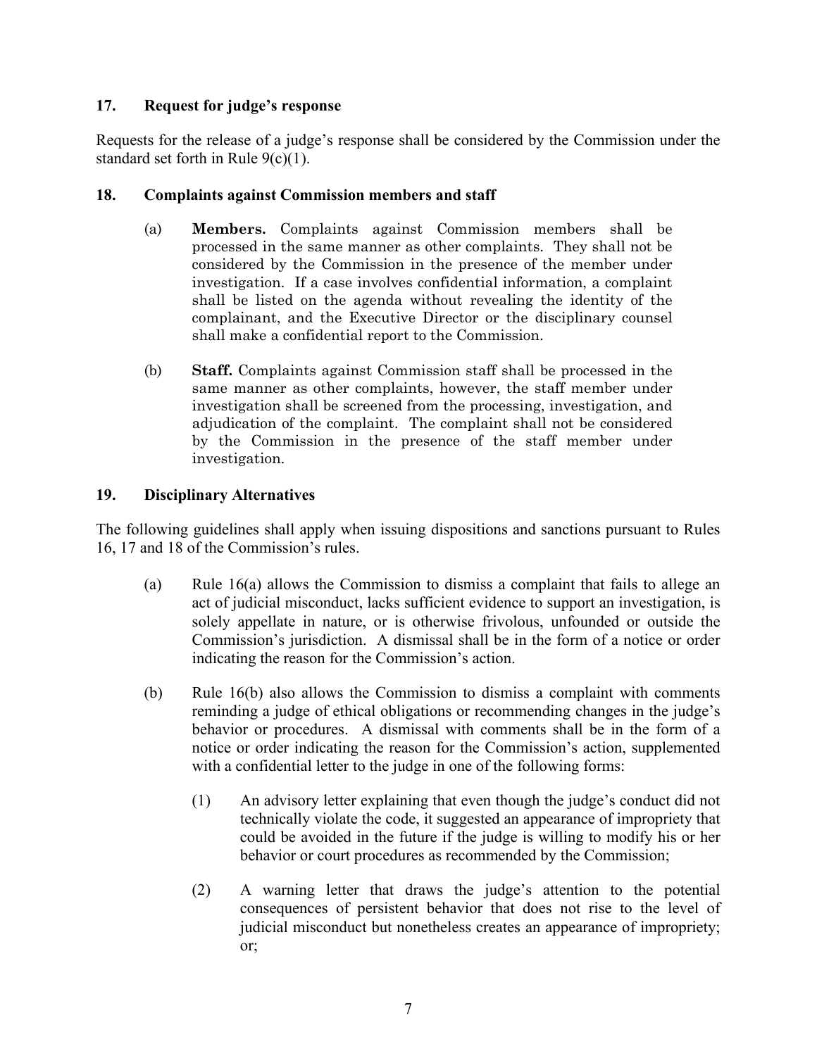## 17. Request for judge's response

Requests for the release of a judge's response shall be considered by the Commission under the standard set forth in Rule 9(c)(1).

## 18. Complaints against Commission members and staff

(a) **Members.** Complaints against Commission members shall be processed in the same manner as other complaints. They shall not be considered by the Commission in the presence of the member under investigation. If a case involves confidential information, a complaint shall be listed on the agenda without revealing the identity of the complainant, and the Executive Director or the disciplinary counsel shall make a confidential report to the Commission.

(b) **Staff.** Complaints against Commission staff shall be processed in the same manner as other complaints, however, the staff member under investigation shall be screened from the processing, investigation, and adjudication of the complaint. The complaint shall not be considered by the Commission in the presence of the staff member under investigation.

## 19. Disciplinary Alternatives

The following guidelines shall apply when issuing dispositions and sanctions pursuant to Rules 16, 17 and 18 of the Commission's rules.

(a) Rule 16(a) allows the Commission to dismiss a complaint that fails to allege an act of judicial misconduct, lacks sufficient evidence to support an investigation, is solely appellate in nature, or is otherwise frivolous, unfounded or outside the Commission's jurisdiction. A dismissal shall be in the form of a notice or order indicating the reason for the Commission's action.

(b) Rule 16(b) also allows the Commission to dismiss a complaint with comments reminding a judge of ethical obligations or recommending changes in the judge's behavior or procedures. A dismissal with comments shall be in the form of a notice or order indicating the reason for the Commission's action, supplemented with a confidential letter to the judge in one of the following forms:

(1) An advisory letter explaining that even though the judge's conduct did not technically violate the code, it suggested an appearance of impropriety that could be avoided in the future if the judge is willing to modify his or her behavior or court procedures as recommended by the Commission;

(2) A warning letter that draws the judge's attention to the potential consequences of persistent behavior that does not rise to the level of judicial misconduct but nonetheless creates an appearance of impropriety; or;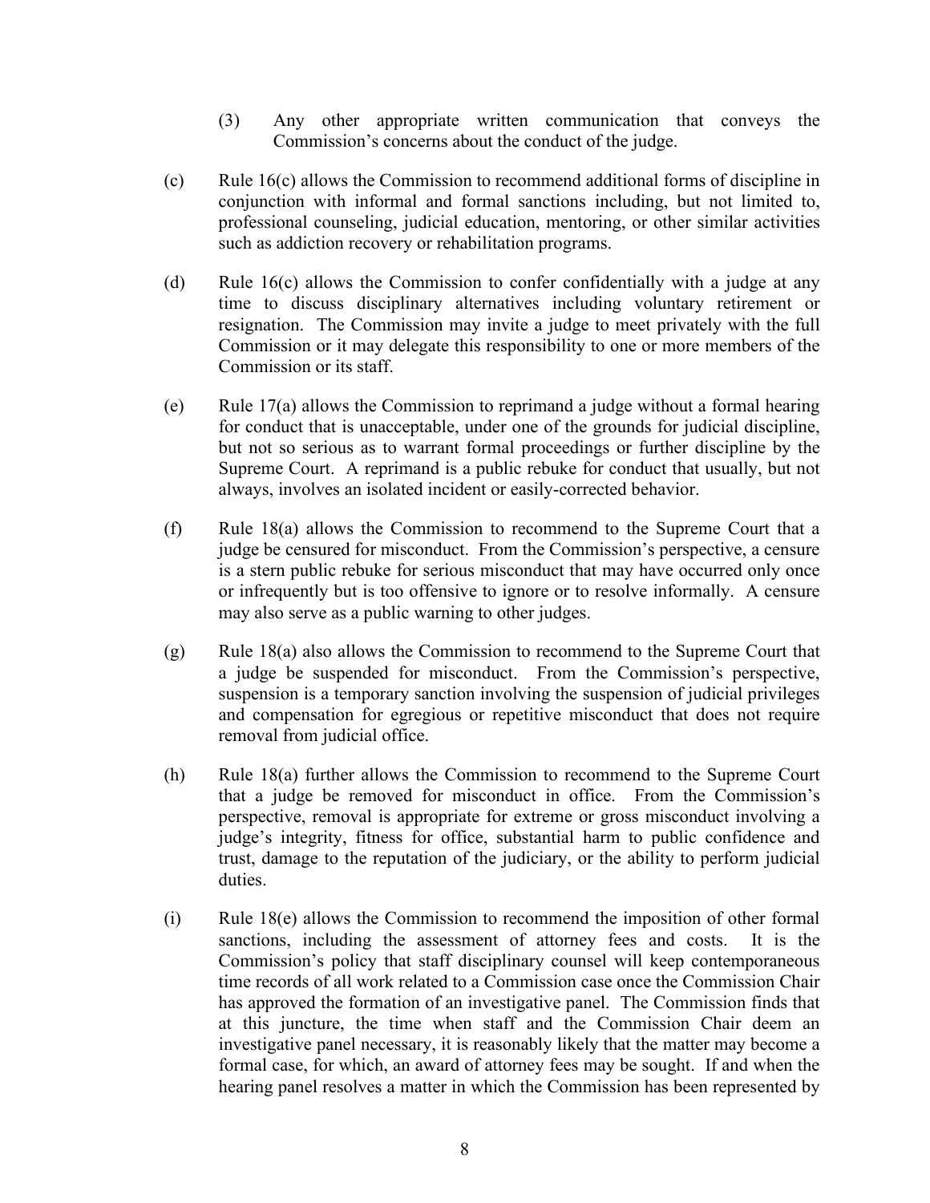(3) Any other appropriate written communication that conveys the Commission's concerns about the conduct of the judge.

(c) Rule 16(c) allows the Commission to recommend additional forms of discipline in conjunction with informal and formal sanctions including, but not limited to, professional counseling, judicial education, mentoring, or other similar activities such as addiction recovery or rehabilitation programs.

(d) Rule 16(c) allows the Commission to confer confidentially with a judge at any time to discuss disciplinary alternatives including voluntary retirement or resignation. The Commission may invite a judge to meet privately with the full Commission or it may delegate this responsibility to one or more members of the Commission or its staff.

(e) Rule 17(a) allows the Commission to reprimand a judge without a formal hearing for conduct that is unacceptable, under one of the grounds for judicial discipline, but not so serious as to warrant formal proceedings or further discipline by the Supreme Court. A reprimand is a public rebuke for conduct that usually, but not always, involves an isolated incident or easily-corrected behavior.

(f) Rule 18(a) allows the Commission to recommend to the Supreme Court that a judge be censured for misconduct. From the Commission's perspective, a censure is a stern public rebuke for serious misconduct that may have occurred only once or infrequently but is too offensive to ignore or to resolve informally. A censure may also serve as a public warning to other judges.

(g) Rule 18(a) also allows the Commission to recommend to the Supreme Court that a judge be suspended for misconduct. From the Commission's perspective, suspension is a temporary sanction involving the suspension of judicial privileges and compensation for egregious or repetitive misconduct that does not require removal from judicial office.

(h) Rule 18(a) further allows the Commission to recommend to the Supreme Court that a judge be removed for misconduct in office. From the Commission's perspective, removal is appropriate for extreme or gross misconduct involving a judge's integrity, fitness for office, substantial harm to public confidence and trust, damage to the reputation of the judiciary, or the ability to perform judicial duties.

(i) Rule 18(e) allows the Commission to recommend the imposition of other formal sanctions, including the assessment of attorney fees and costs. It is the Commission's policy that staff disciplinary counsel will keep contemporaneous time records of all work related to a Commission case once the Commission Chair has approved the formation of an investigative panel. The Commission finds that at this juncture, the time when staff and the Commission Chair deem an investigative panel necessary, it is reasonably likely that the matter may become a formal case, for which, an award of attorney fees may be sought. If and when the hearing panel resolves a matter in which the Commission has been represented by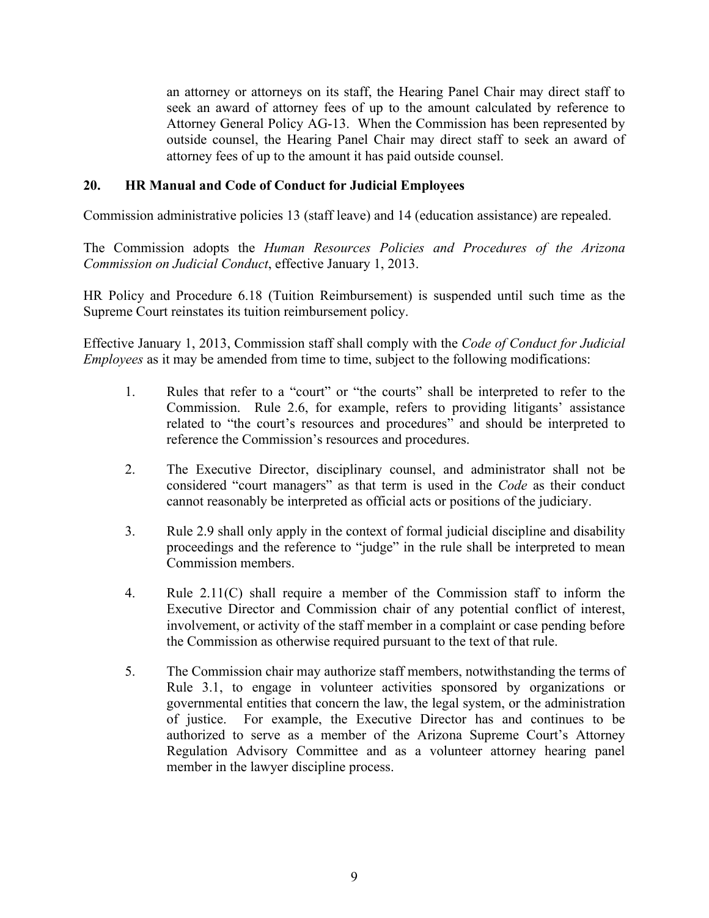an attorney or attorneys on its staff, the Hearing Panel Chair may direct staff to seek an award of attorney fees of up to the amount calculated by reference to Attorney General Policy AG-13. When the Commission has been represented by outside counsel, the Hearing Panel Chair may direct staff to seek an award of attorney fees of up to the amount it has paid outside counsel.

## 20. HR Manual and Code of Conduct for Judicial Employees

Commission administrative policies 13 (staff leave) and 14 (education assistance) are repealed.

The Commission adopts the *Human Resources Policies and Procedures of the Arizona Commission on Judicial Conduct*, effective January 1, 2013.

HR Policy and Procedure 6.18 (Tuition Reimbursement) is suspended until such time as the Supreme Court reinstates its tuition reimbursement policy.

Effective January 1, 2013, Commission staff shall comply with the *Code of Conduct for Judicial Employees* as it may be amended from time to time, subject to the following modifications:

1. Rules that refer to a "court" or "the courts" shall be interpreted to refer to the Commission. Rule 2.6, for example, refers to providing litigants' assistance related to "the court's resources and procedures" and should be interpreted to reference the Commission's resources and procedures.

2. The Executive Director, disciplinary counsel, and administrator shall not be considered "court managers" as that term is used in the *Code* as their conduct cannot reasonably be interpreted as official acts or positions of the judiciary.

3. Rule 2.9 shall only apply in the context of formal judicial discipline and disability proceedings and the reference to "judge" in the rule shall be interpreted to mean Commission members.

4. Rule 2.11(C) shall require a member of the Commission staff to inform the Executive Director and Commission chair of any potential conflict of interest, involvement, or activity of the staff member in a complaint or case pending before the Commission as otherwise required pursuant to the text of that rule.

5. The Commission chair may authorize staff members, notwithstanding the terms of Rule 3.1, to engage in volunteer activities sponsored by organizations or governmental entities that concern the law, the legal system, or the administration of justice. For example, the Executive Director has and continues to be authorized to serve as a member of the Arizona Supreme Court's Attorney Regulation Advisory Committee and as a volunteer attorney hearing panel member in the lawyer discipline process.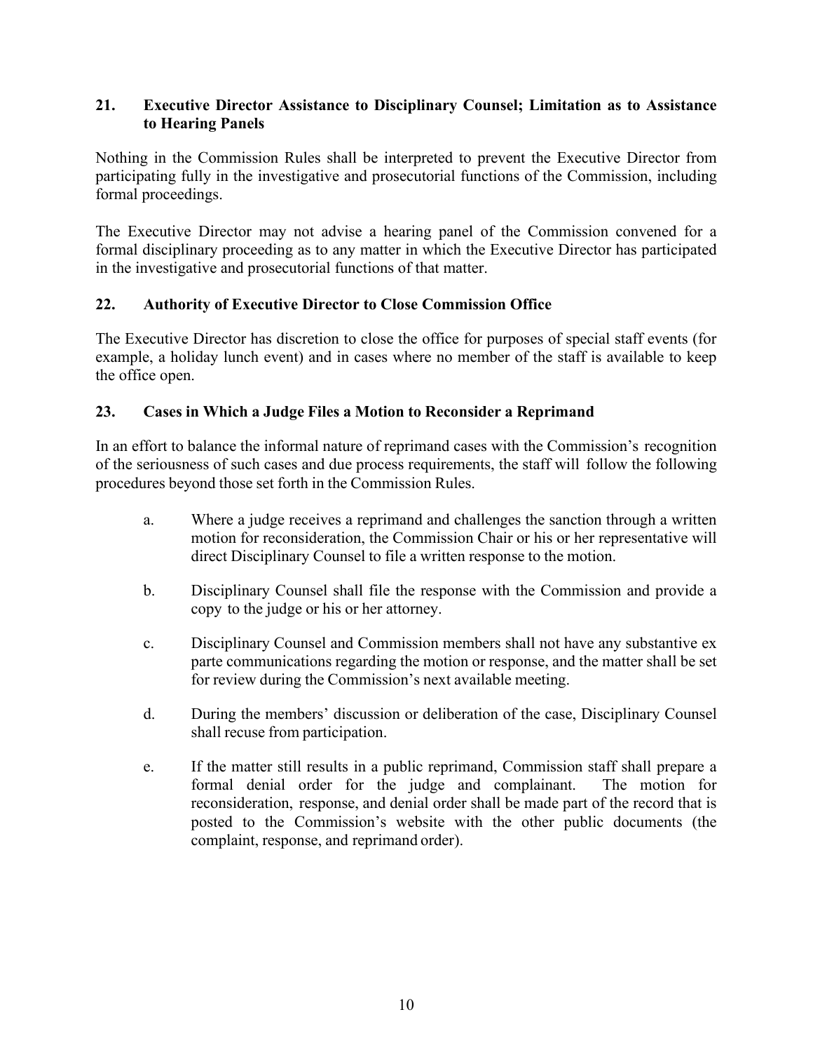### 21. Executive Director Assistance to Disciplinary Counsel; Limitation as to Assistance to Hearing Panels

Nothing in the Commission Rules shall be interpreted to prevent the Executive Director from participating fully in the investigative and prosecutorial functions of the Commission, including formal proceedings.

The Executive Director may not advise a hearing panel of the Commission convened for a formal disciplinary proceeding as to any matter in which the Executive Director has participated in the investigative and prosecutorial functions of that matter.

### 22. Authority of Executive Director to Close Commission Office

The Executive Director has discretion to close the office for purposes of special staff events (for example, a holiday lunch event) and in cases where no member of the staff is available to keep the office open.

### 23. Cases in Which a Judge Files a Motion to Reconsider a Reprimand

In an effort to balance the informal nature of reprimand cases with the Commission's recognition of the seriousness of such cases and due process requirements, the staff will follow the following procedures beyond those set forth in the Commission Rules.

a. Where a judge receives a reprimand and challenges the sanction through a written motion for reconsideration, the Commission Chair or his or her representative will direct Disciplinary Counsel to file a written response to the motion.

b. Disciplinary Counsel shall file the response with the Commission and provide a copy to the judge or his or her attorney.

c. Disciplinary Counsel and Commission members shall not have any substantive ex parte communications regarding the motion or response, and the matter shall be set for review during the Commission's next available meeting.

d. During the members' discussion or deliberation of the case, Disciplinary Counsel shall recuse from participation.

e. If the matter still results in a public reprimand, Commission staff shall prepare a formal denial order for the judge and complainant. The motion for reconsideration, response, and denial order shall be made part of the record that is posted to the Commission's website with the other public documents (the complaint, response, and reprimand order).